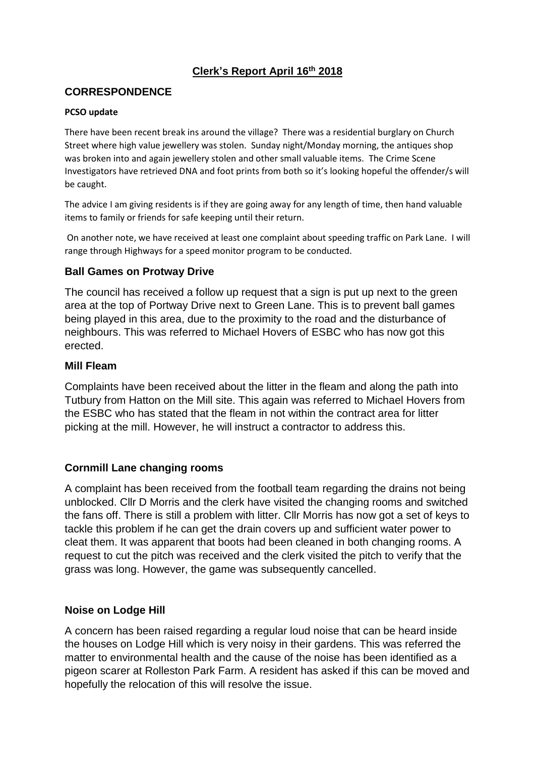# Clerk's Report April 16th 2018

## CORRESPONDENCE

**PCSO update**

There have been recent break ins around the village? There was a residential burglary on Church Street where high value jewellery was stolen. Sunday night/Monday morning, the antiques shop was broken into and again jewellery stolen and other small valuable items. The Crime Scene Investigators have retrieved DNA and foot prints from both so it's looking hopeful the offender/s will be caught.

The advice I am giving residents is if they are going away for any length of time, then hand valuable items to family or friends for safe keeping until their return.

On another note, we have received at least one complaint about speeding traffic on Park Lane. I will range through Highways for a speed monitor program to be conducted.

### Ball Games on Protway Drive

The council has received a follow up request that a sign is put up next to the green area at the top of Portway Drive next to Green Lane. This is to prevent ball games being played in this area, due to the proximity to the road and the disturbance of neighbours. This was referred to Michael Hovers of ESBC who has now got this erected.

### Mill Fleam

Complaints have been received about the litter in the fleam and along the path into Tutbury from Hatton on the Mill site. This again was referred to Michael Hovers from the ESBC who has stated that the fleam in not within the contract area for litter picking at the mill. However, he will instruct a contractor to address this.

### Cornmill Lane changing rooms

A complaint has been received from the football team regarding the drains not being unblocked. Cllr D Morris and the clerk have visited the changing rooms and switched the fans off. There is still a problem with litter. Cllr Morris has now got a set of keys to tackle this problem if he can get the drain covers up and sufficient water power to cleat them. It was apparent that boots had been cleaned in both changing rooms. A request to cut the pitch was received and the clerk visited the pitch to verify that the grass was long. However, the game was subsequently cancelled.

### Noise on Lodge Hill

A concern has been raised regarding a regular loud noise that can be heard inside the houses on Lodge Hill which is very noisy in their gardens. This was referred the matter to environmental health and the cause of the noise has been identified as a pigeon scarer at Rolleston Park Farm. A resident has asked if this can be moved and hopefully the relocation of this will resolve the issue.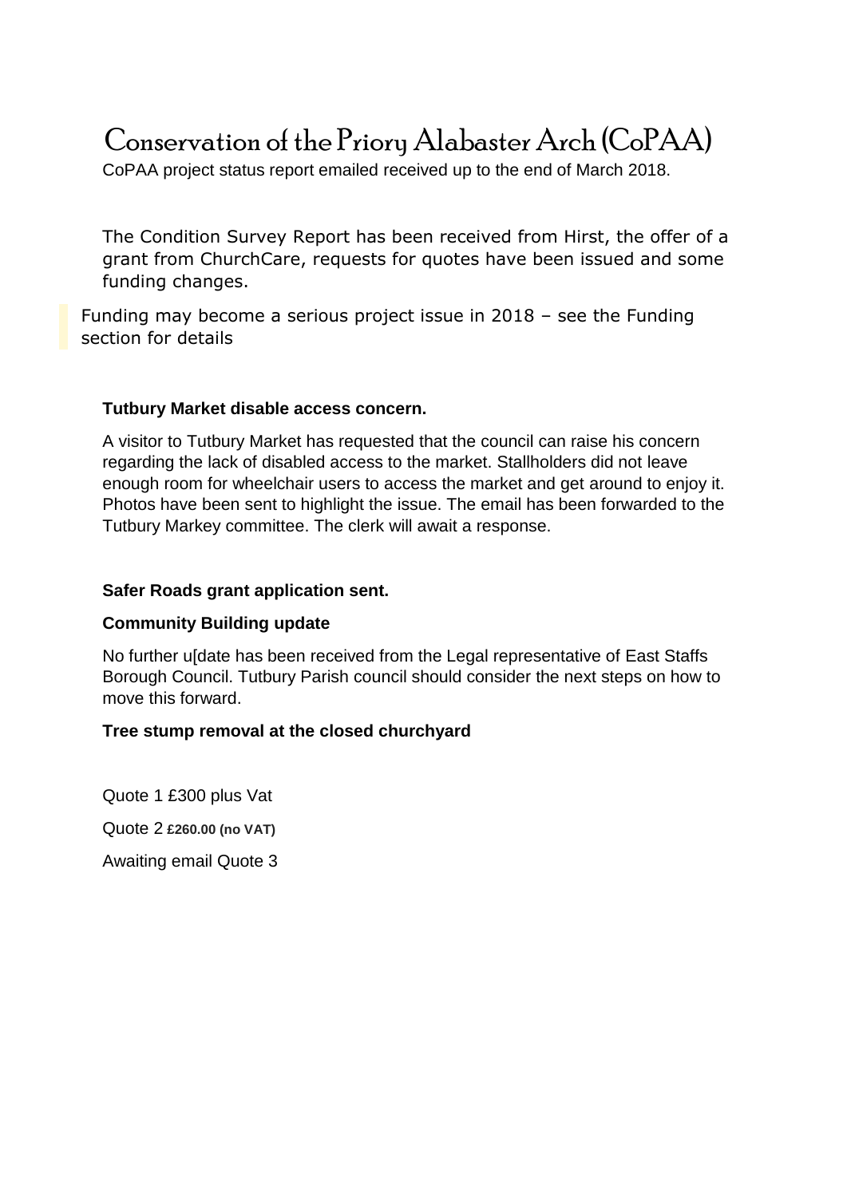# Conservation of the Priory Alabaster Arch (CoPAA)

CoPAA project status report emailed received up to the end of March 2018.

The Condition Survey Report has been received from Hirst, the offer of a grant from ChurchCare, requests for quotes have been issued and some funding changes.

Funding may become a serious project issue in 2018 – see the Funding section for details

**Tutbury Market disable access concern.**

A visitor to Tutbury Market has requested that the council can raise his concern regarding the lack of disabled access to the market. Stallholders did not leave enough room for wheelchair users to access the market and get around to enjoy it. Photos have been sent to highlight the issue. The email has been forwarded to the Tutbury Markey committee. The clerk will await a response.

**Safer Roads grant application sent.**

**Community Building update**

No further u[date has been received from the Legal representative of East Staffs Borough Council. Tutbury Parish council should consider the next steps on how to move this forward.

**Tree stump removal at the closed churchyard**

Quote 1 £300 plus Vat

Quote 2 **£260.00 (no VAT)**

Awaiting email Quote 3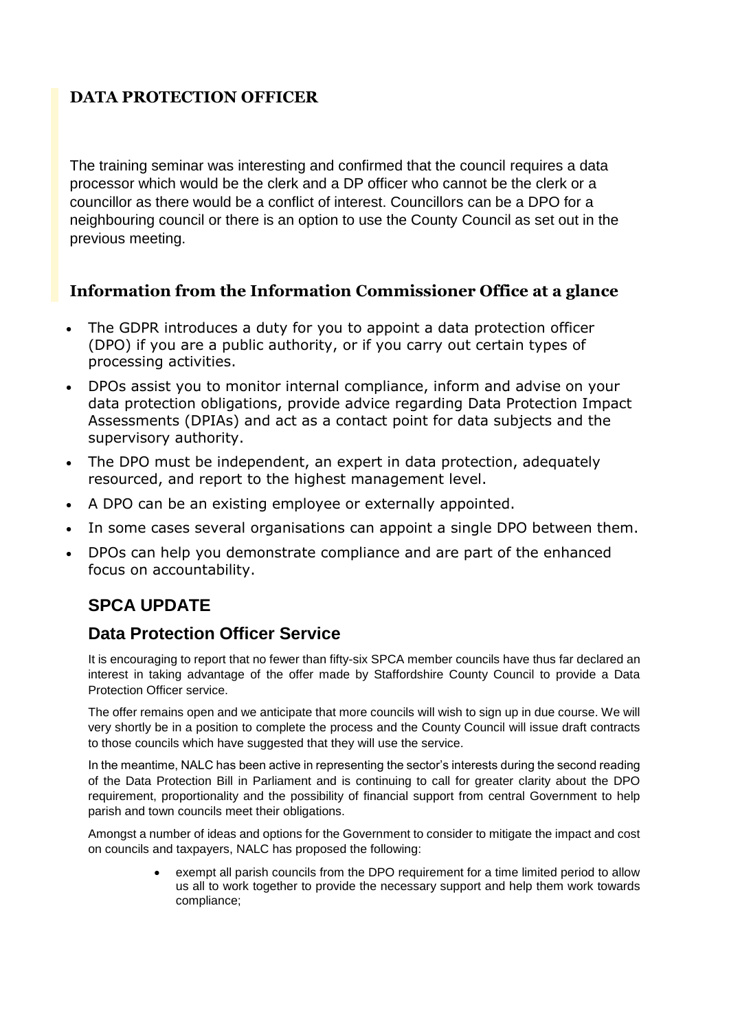## DATA PROTECTION OFFICER

The training seminar was interesting and confirmed that the council requires a data processor which would be the clerk and a DP officer who cannot be the clerk or a councillor as there would be a conflict of interest. Councillors can be a DPO for a neighbouring council or there is an option to use the County Council as set out in the previous meeting.

### Information from the Information Commissioner Office at a glance

- The GDPR introduces a duty for you to appoint a data protection officer (DPO) if you are a public authority, or if you carry out certain types of processing activities.
- DPOs assist you to monitor internal compliance, inform and advise on your data protection obligations, provide advice regarding Data Protection Impact Assessments (DPIAs) and act as a contact point for data subjects and the supervisory authority.
- The DPO must be independent, an expert in data protection, adequately resourced, and report to the highest management level.
- A DPO can be an existing employee or externally appointed.
- In some cases several organisations can appoint a single DPO between them.
- DPOs can help you demonstrate compliance and are part of the enhanced focus on accountability.

## SPCA UPDATE

### Data Protection Officer Service

It is encouraging to report that no fewer than fifty-six SPCA member councils have thus far declared an interest in taking advantage of the offer made by Staffordshire County Council to provide a Data Protection Officer service.

The offer remains open and we anticipate that more councils will wish to sign up in due course. We will very shortly be in a position to complete the process and the County Council will issue draft contracts to those councils which have suggested that they will use the service.

In the meantime, NALC has been active in representing the sector's interests during the second reading of the Data Protection Bill in Parliament and is continuing to call for greater clarity about the DPO requirement, proportionality and the possibility of financial support from central Government to help parish and town councils meet their obligations.

Amongst a number of ideas and options for the Government to consider to mitigate the impact and cost on councils and taxpayers, NALC has proposed the following:

- exempt all parish councils from the DPO requirement for a time limited period to allow us all to work together to provide the necessary support and help them work towards compliance;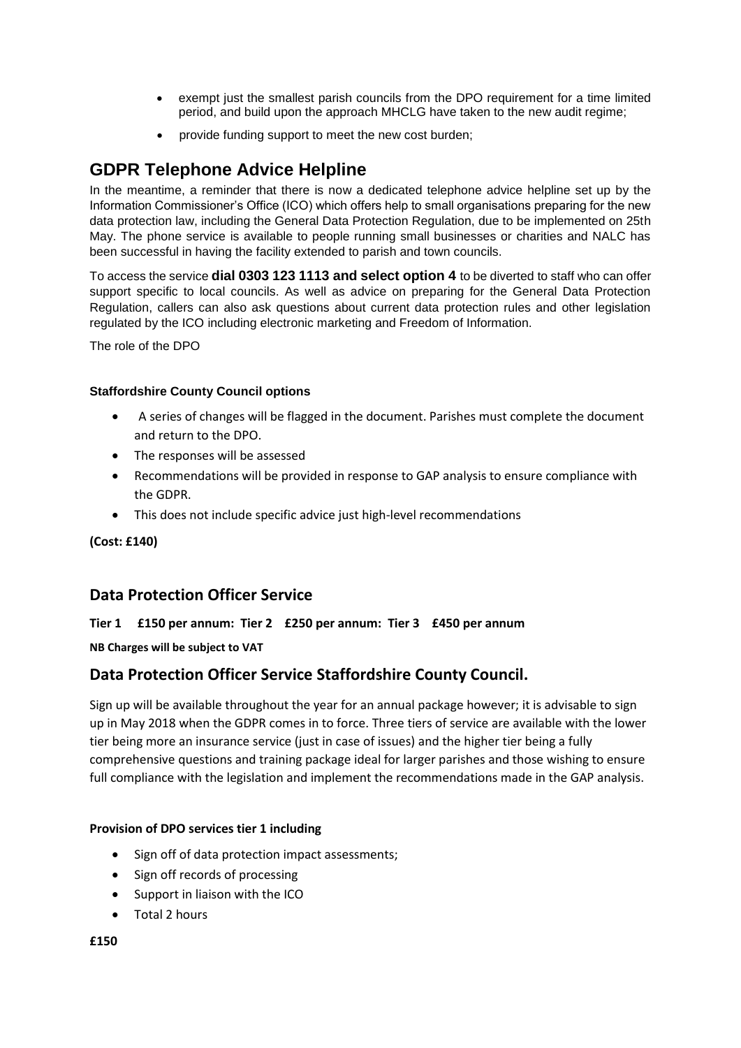- exempt just the smallest parish councils from the DPO requirement for a time limited period, and build upon the approach MHCLG have taken to the new audit regime;
- provide funding support to meet the new cost burden;

## GDPR Telephone Advice Helpline

In the meantime, a reminder that there is now a dedicated telephone advice helpline set up by the Information Commissioner's Office (ICO) which offers help to small organisations preparing for the new data protection law, including the General Data Protection Regulation, due to be implemented on 25th May. The phone service is available to people running small businesses or charities and NALC has been successful in having the facility extended to parish and town councils.

To access the service **dial 0303 123 1113 and select option 4** to be diverted to staff who can offer support specific to local councils. As well as advice on preparing for the General Data Protection Regulation, callers can also ask questions about current data protection rules and other legislation regulated by the ICO including electronic marketing and Freedom of Information.

The role of the DPO

**Staffordshire County Council options**

- A series of changes will be flagged in the document. Parishes must complete the document and return to the DPO.
- The responses will be assessed
- Recommendations will be provided in response to GAP analysis to ensure compliance with the GDPR.
- This does not include specific advice just high-level recommendations

**(Cost: £140)**

### Data Protection Officer Service

**Tier 1 £150 per annum: Tier 2 £250 per annum: Tier 3 £450 per annum**

**NB Charges will be subject to VAT**

### Data Protection Officer Service Staffordshire County Council.

Sign up will be available throughout the year for an annual package however; it is advisable to sign up in May 2018 when the GDPR comes in to force. Three tiers of service are available with the lower tier being more an insurance service (just in case of issues) and the higher tier being a fully comprehensive questions and training package ideal for larger parishes and those wishing to ensure full compliance with the legislation and implement the recommendations made in the GAP analysis.

**Provision of DPO services tier 1 including**

- Sign off of data protection impact assessments;
- Sign off records of processing
- Support in liaison with the ICO
- Total 2 hours

**£150**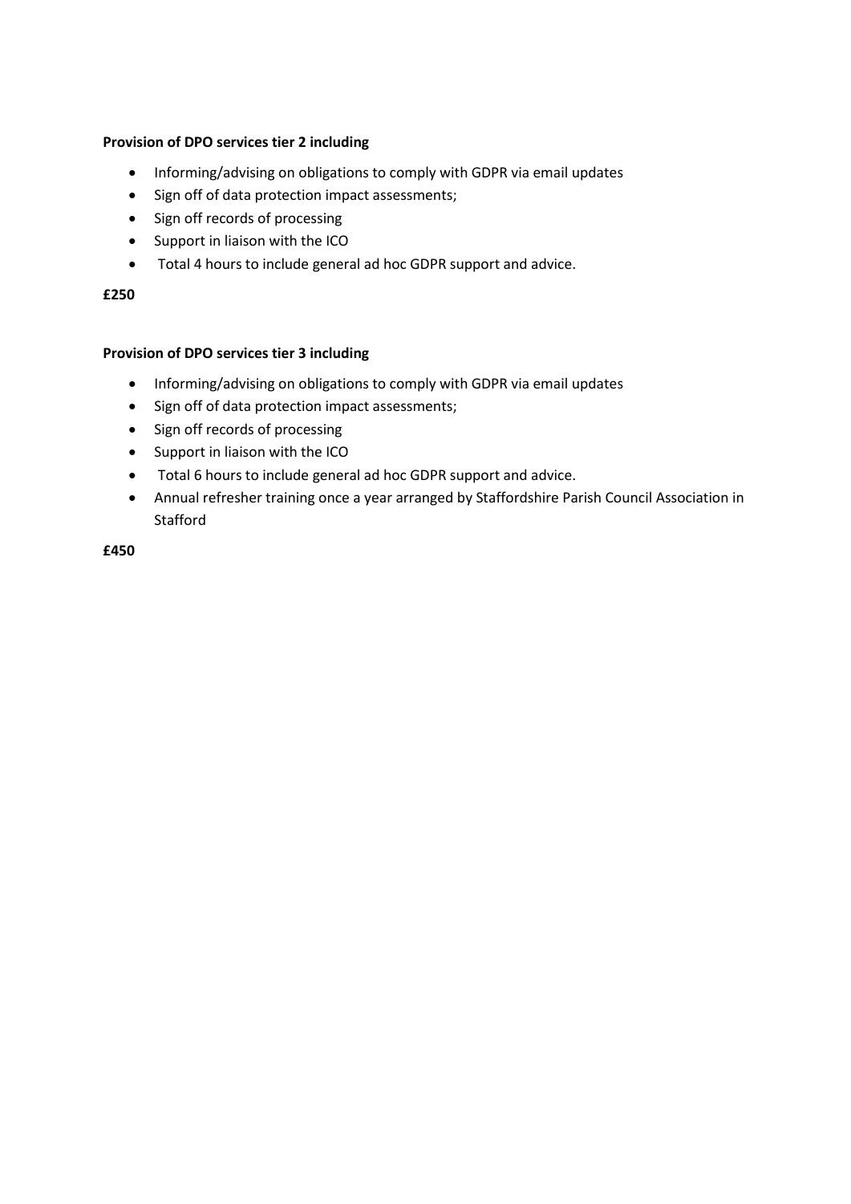**Provision of DPO services tier 2 including**

- Informing/advising on obligations to comply with GDPR via email updates
- Sign off of data protection impact assessments;
- Sign off records of processing
- Support in liaison with the ICO
- Total 4 hours to include general ad hoc GDPR support and advice.

**£250**

**Provision of DPO services tier 3 including**

- Informing/advising on obligations to comply with GDPR via email updates
- Sign off of data protection impact assessments;
- Sign off records of processing
- Support in liaison with the ICO
- Total 6 hours to include general ad hoc GDPR support and advice.
- Annual refresher training once a year arranged by Staffordshire Parish Council Association in Stafford

**£450**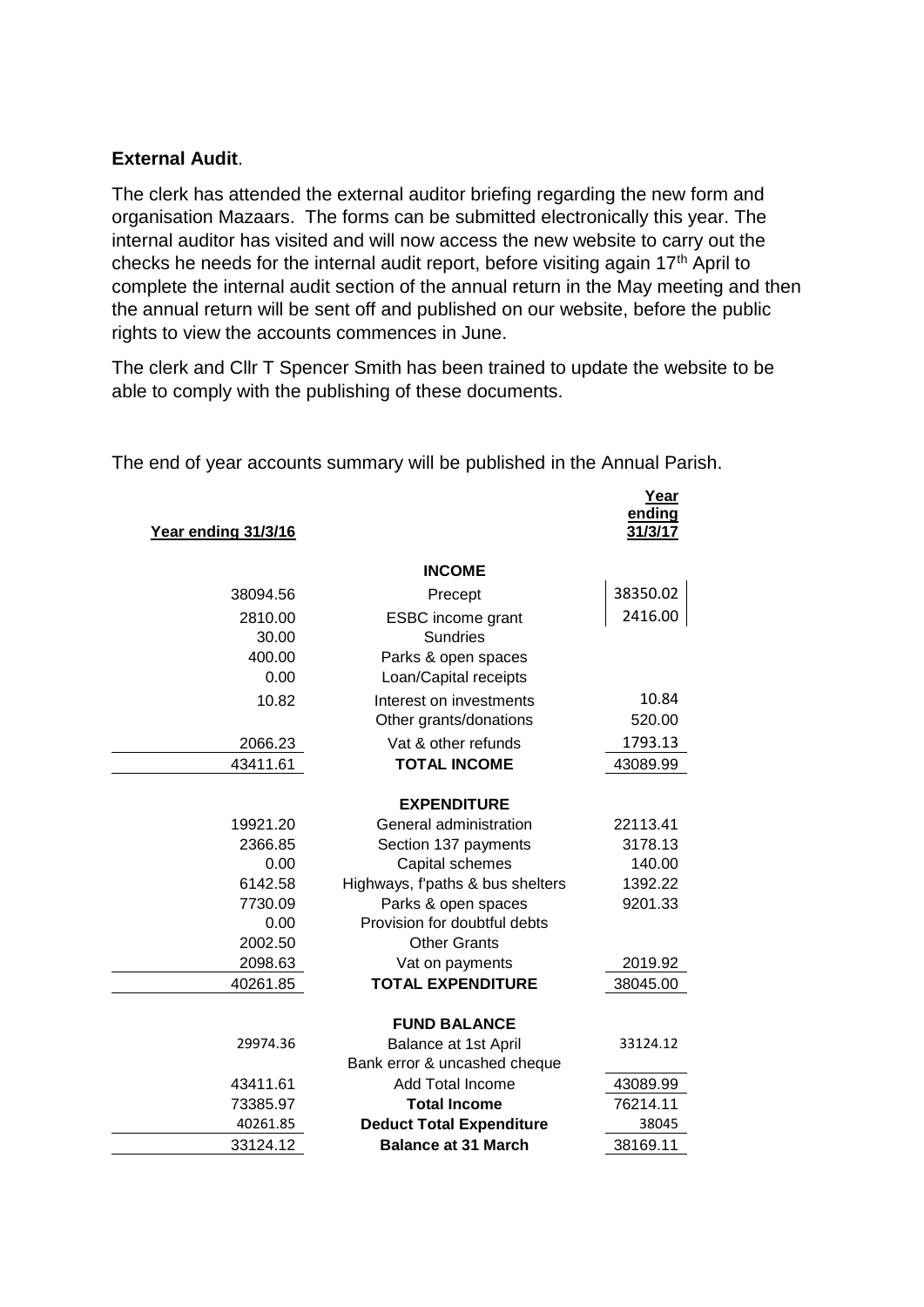**External Audit**.

The clerk has attended the external auditor briefing regarding the new form and organisation Mazaars. The forms can be submitted electronically this year. The internal auditor has visited and will now access the new website to carry out the checks he needs for the internal audit report, before visiting again 17th April to complete the internal audit section of the annual return in the May meeting and then the annual return will be sent off and published on our website, before the public rights to view the accounts commences in June.

The clerk and Cllr T Spencer Smith has been trained to update the website to be able to comply with the publishing of these documents.

The end of year accounts summary will be published in the Annual Parish.

| Year ending 31/3/16 | | Year ending 31/3/17 |
|---|---|---|
| | **INCOME** | |
| 38094.56 | Precept | 38350.02 |
| 2810.00 | ESBC income grant | 2416.00 |
| 30.00 | Sundries | |
| 400.00 | Parks & open spaces | |
| 0.00 | Loan/Capital receipts | |
| 10.82 | Interest on investments | 10.84 |
| | Other grants/donations | 520.00 |
| 2066.23 | Vat & other refunds | 1793.13 |
| 43411.61 | **TOTAL INCOME** | 43089.99 |
| | **EXPENDITURE** | |
| 19921.20 | General administration | 22113.41 |
| 2366.85 | Section 137 payments | 3178.13 |
| 0.00 | Capital schemes | 140.00 |
| 6142.58 | Highways, f'paths & bus shelters | 1392.22 |
| 7730.09 | Parks & open spaces | 9201.33 |
| 0.00 | Provision for doubtful debts | |
| 2002.50 | Other Grants | |
| 2098.63 | Vat on payments | 2019.92 |
| 40261.85 | **TOTAL EXPENDITURE** | 38045.00 |
| | **FUND BALANCE** | |
| 29974.36 | Balance at 1st April | 33124.12 |
| | Bank error & uncashed cheque | |
| 43411.61 | Add Total Income | 43089.99 |
| 73385.97 | **Total Income** | 76214.11 |
| 40261.85 | **Deduct Total Expenditure** | 38045 |
| 33124.12 | **Balance at 31 March** | 38169.11 |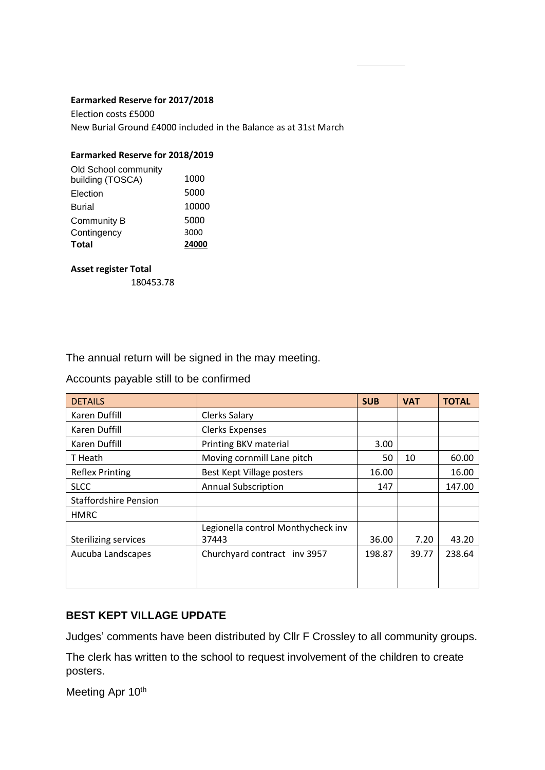**Earmarked Reserve for 2017/2018**

Election costs £5000

New Burial Ground £4000 included in the Balance as at 31st March

**Earmarked Reserve for 2018/2019**

| | |
|---|---|
| Old School community building (TOSCA) | 1000 |
| Election | 5000 |
| Burial | 10000 |
| Community B | 5000 |
| Contingency | 3000 |
| **Total** | **24000** |

**Asset register Total**

180453.78

The annual return will be signed in the may meeting.

Accounts payable still to be confirmed

| DETAILS | | SUB | VAT | TOTAL |
|---|---|---|---|---|
| Karen Duffill | Clerks Salary | | | |
| Karen Duffill | Clerks Expenses | | | |
| Karen Duffill | Printing BKV material | 3.00 | | |
| T Heath | Moving cornmill Lane pitch | 50 | 10 | 60.00 |
| Reflex Printing | Best Kept Village posters | 16.00 | | 16.00 |
| SLCC | Annual Subscription | 147 | | 147.00 |
| Staffordshire Pension | | | | |
| HMRC | | | | |
| Sterilizing services | Legionella control Monthycheck inv 37443 | 36.00 | 7.20 | 43.20 |
| Aucuba Landscapes | Churchyard contract inv 3957 | 198.87 | 39.77 | 238.64 |

**BEST KEPT VILLAGE UPDATE**

Judges' comments have been distributed by Cllr F Crossley to all community groups.

The clerk has written to the school to request involvement of the children to create posters.

Meeting Apr 10th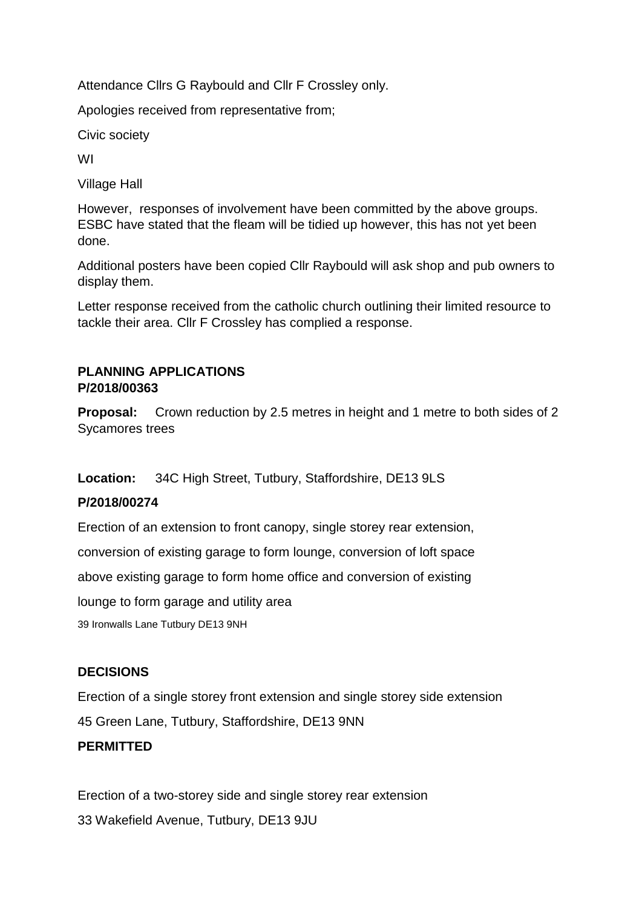Attendance Cllrs G Raybould and Cllr F Crossley only.

Apologies received from representative from;

Civic society

WI

Village Hall

However, responses of involvement have been committed by the above groups. ESBC have stated that the fleam will be tidied up however, this has not yet been done.

Additional posters have been copied Cllr Raybould will ask shop and pub owners to display them.

Letter response received from the catholic church outlining their limited resource to tackle their area. Cllr F Crossley has complied a response.

**PLANNING APPLICATIONS**
**P/2018/00363**

**Proposal:** Crown reduction by 2.5 metres in height and 1 metre to both sides of 2 Sycamores trees

**Location:** 34C High Street, Tutbury, Staffordshire, DE13 9LS

**P/2018/00274**

Erection of an extension to front canopy, single storey rear extension,

conversion of existing garage to form lounge, conversion of loft space

above existing garage to form home office and conversion of existing

lounge to form garage and utility area

39 Ironwalls Lane Tutbury DE13 9NH

**DECISIONS**

Erection of a single storey front extension and single storey side extension

45 Green Lane, Tutbury, Staffordshire, DE13 9NN

**PERMITTED**

Erection of a two-storey side and single storey rear extension

33 Wakefield Avenue, Tutbury, DE13 9JU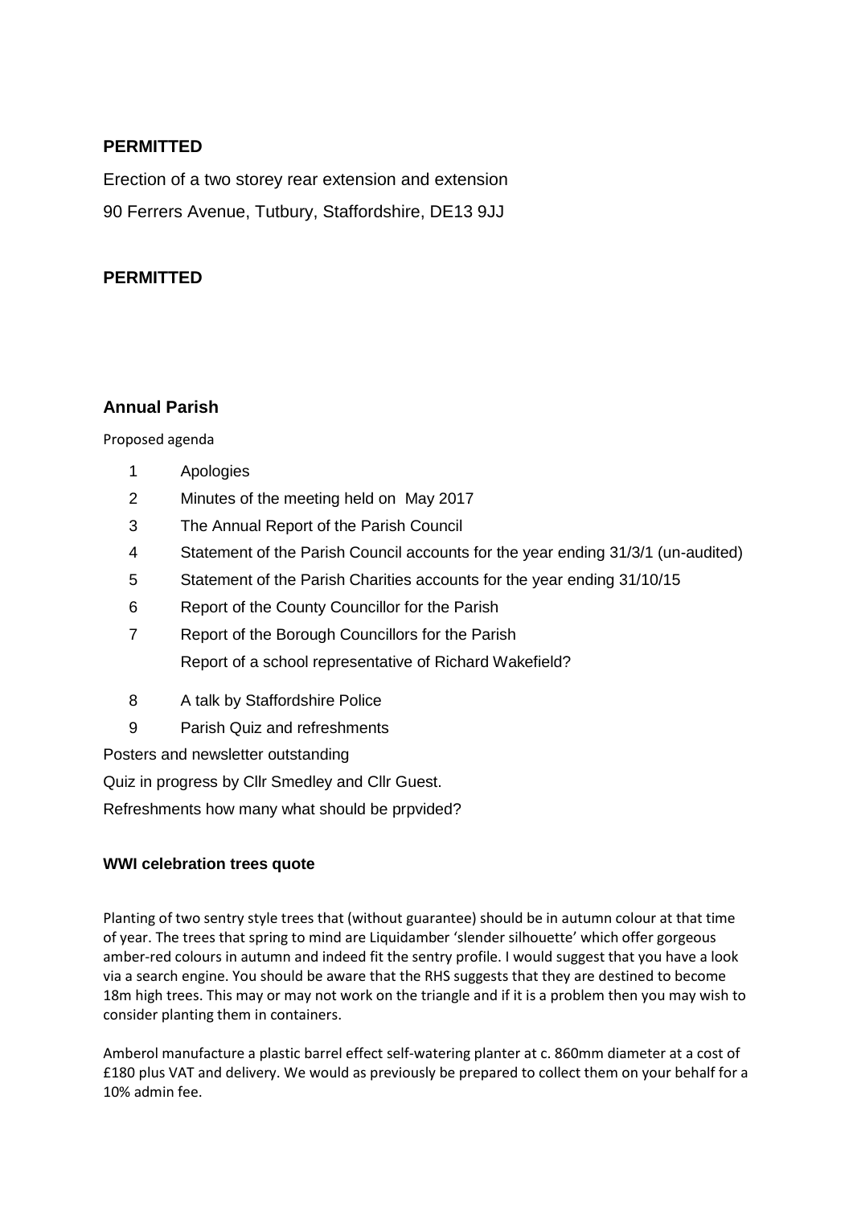**PERMITTED**

Erection of a two storey rear extension and extension

90 Ferrers Avenue, Tutbury, Staffordshire, DE13 9JJ

**PERMITTED**

## Annual Parish

Proposed agenda

1. Apologies
2. Minutes of the meeting held on May 2017
3. The Annual Report of the Parish Council
4. Statement of the Parish Council accounts for the year ending 31/3/1 (un-audited)
5. Statement of the Parish Charities accounts for the year ending 31/10/15
6. Report of the County Councillor for the Parish
7. Report of the Borough Councillors for the Parish

   Report of a school representative of Richard Wakefield?

8. A talk by Staffordshire Police
9. Parish Quiz and refreshments

Posters and newsletter outstanding

Quiz in progress by Cllr Smedley and Cllr Guest.

Refreshments how many what should be prpvided?

**WWI celebration trees quote**

Planting of two sentry style trees that (without guarantee) should be in autumn colour at that time of year. The trees that spring to mind are Liquidamber 'slender silhouette' which offer gorgeous amber-red colours in autumn and indeed fit the sentry profile. I would suggest that you have a look via a search engine. You should be aware that the RHS suggests that they are destined to become 18m high trees. This may or may not work on the triangle and if it is a problem then you may wish to consider planting them in containers.

Amberol manufacture a plastic barrel effect self-watering planter at c. 860mm diameter at a cost of £180 plus VAT and delivery. We would as previously be prepared to collect them on your behalf for a 10% admin fee.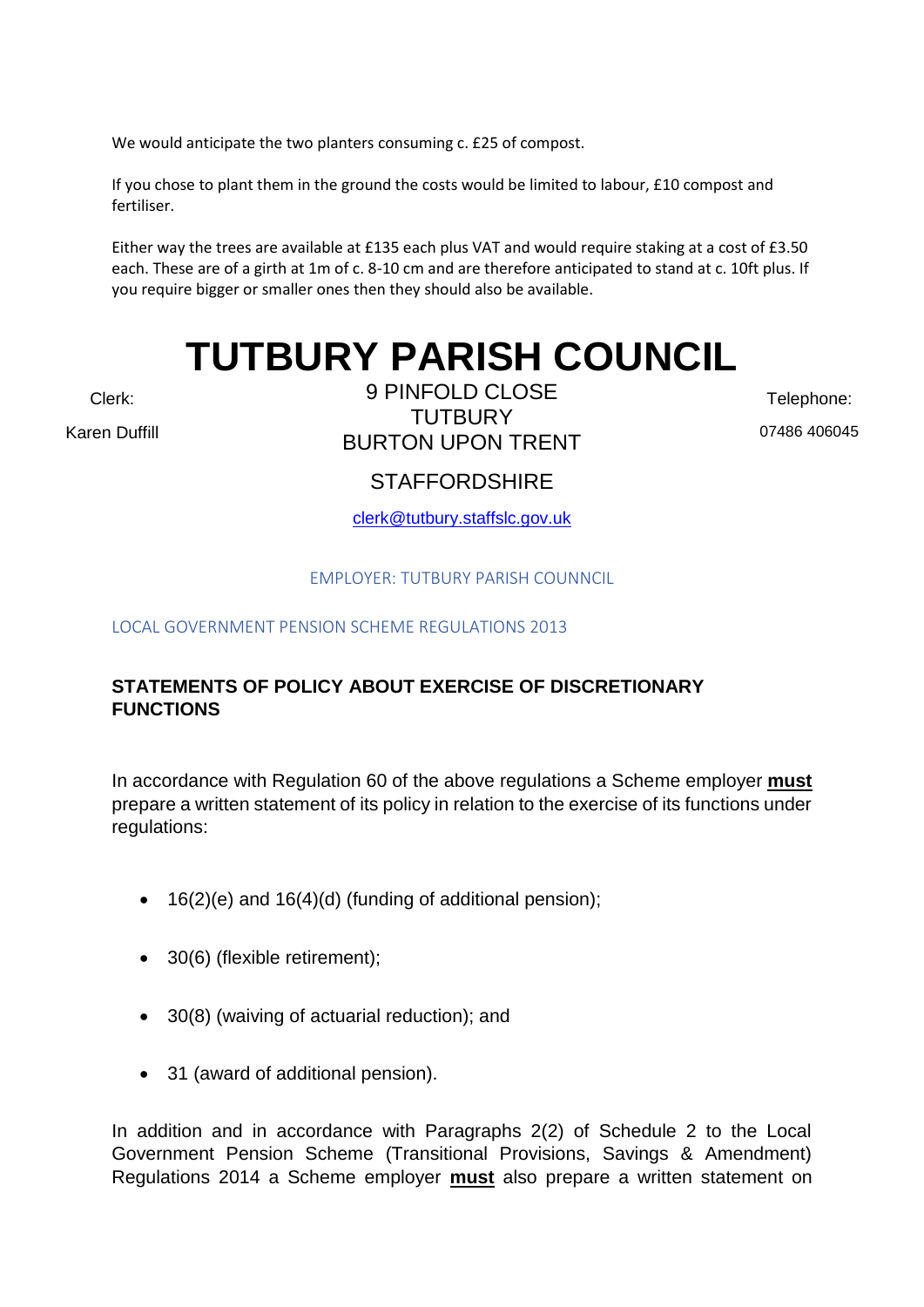We would anticipate the two planters consuming c. £25 of compost.

If you chose to plant them in the ground the costs would be limited to labour, £10 compost and fertiliser.

Either way the trees are available at £135 each plus VAT and would require staking at a cost of £3.50 each. These are of a girth at 1m of c. 8-10 cm and are therefore anticipated to stand at c. 10ft plus. If you require bigger or smaller ones then they should also be available.

# TUTBURY PARISH COUNCIL

Clerk:

Karen Duffill

9 PINFOLD CLOSE
TUTBURY
BURTON UPON TRENT

STAFFORDSHIRE

clerk@tutbury.staffslc.gov.uk

Telephone:

07486 406045

EMPLOYER: TUTBURY PARISH COUNNCIL

LOCAL GOVERNMENT PENSION SCHEME REGULATIONS 2013

**STATEMENTS OF POLICY ABOUT EXERCISE OF DISCRETIONARY FUNCTIONS**

In accordance with Regulation 60 of the above regulations a Scheme employer **must** prepare a written statement of its policy in relation to the exercise of its functions under regulations:

- 16(2)(e) and 16(4)(d) (funding of additional pension);
- 30(6) (flexible retirement);
- 30(8) (waiving of actuarial reduction); and
- 31 (award of additional pension).

In addition and in accordance with Paragraphs 2(2) of Schedule 2 to the Local Government Pension Scheme (Transitional Provisions, Savings & Amendment) Regulations 2014 a Scheme employer **must** also prepare a written statement on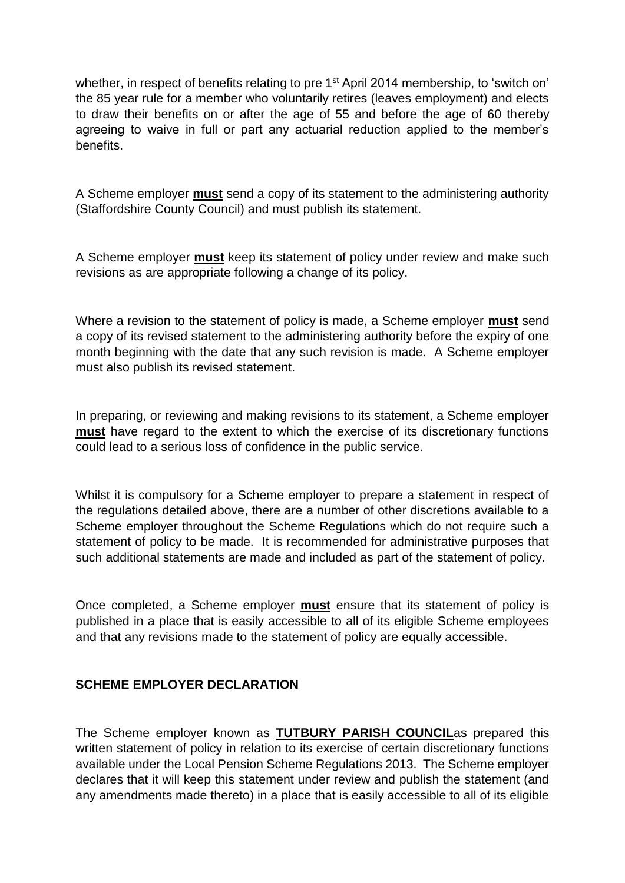whether, in respect of benefits relating to pre 1st April 2014 membership, to 'switch on' the 85 year rule for a member who voluntarily retires (leaves employment) and elects to draw their benefits on or after the age of 55 and before the age of 60 thereby agreeing to waive in full or part any actuarial reduction applied to the member's benefits.

A Scheme employer **must** send a copy of its statement to the administering authority (Staffordshire County Council) and must publish its statement.

A Scheme employer **must** keep its statement of policy under review and make such revisions as are appropriate following a change of its policy.

Where a revision to the statement of policy is made, a Scheme employer **must** send a copy of its revised statement to the administering authority before the expiry of one month beginning with the date that any such revision is made. A Scheme employer must also publish its revised statement.

In preparing, or reviewing and making revisions to its statement, a Scheme employer **must** have regard to the extent to which the exercise of its discretionary functions could lead to a serious loss of confidence in the public service.

Whilst it is compulsory for a Scheme employer to prepare a statement in respect of the regulations detailed above, there are a number of other discretions available to a Scheme employer throughout the Scheme Regulations which do not require such a statement of policy to be made. It is recommended for administrative purposes that such additional statements are made and included as part of the statement of policy.

Once completed, a Scheme employer **must** ensure that its statement of policy is published in a place that is easily accessible to all of its eligible Scheme employees and that any revisions made to the statement of policy are equally accessible.

**SCHEME EMPLOYER DECLARATION**

The Scheme employer known as **TUTBURY PARISH COUNCIL**as prepared this written statement of policy in relation to its exercise of certain discretionary functions available under the Local Pension Scheme Regulations 2013. The Scheme employer declares that it will keep this statement under review and publish the statement (and any amendments made thereto) in a place that is easily accessible to all of its eligible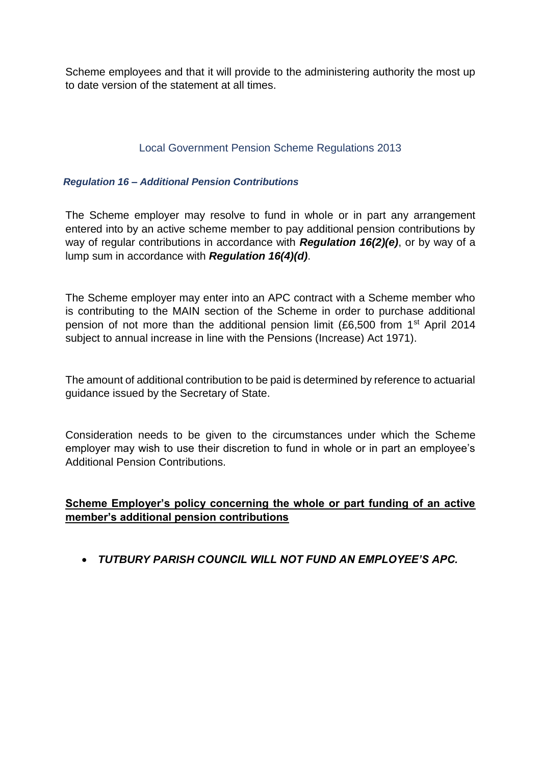Scheme employees and that it will provide to the administering authority the most up to date version of the statement at all times.

## Local Government Pension Scheme Regulations 2013

### *Regulation 16 – Additional Pension Contributions*

The Scheme employer may resolve to fund in whole or in part any arrangement entered into by an active scheme member to pay additional pension contributions by way of regular contributions in accordance with ***Regulation 16(2)(e)***, or by way of a lump sum in accordance with ***Regulation 16(4)(d)***.

The Scheme employer may enter into an APC contract with a Scheme member who is contributing to the MAIN section of the Scheme in order to purchase additional pension of not more than the additional pension limit (£6,500 from 1st April 2014 subject to annual increase in line with the Pensions (Increase) Act 1971).

The amount of additional contribution to be paid is determined by reference to actuarial guidance issued by the Secretary of State.

Consideration needs to be given to the circumstances under which the Scheme employer may wish to use their discretion to fund in whole or in part an employee's Additional Pension Contributions.

**Scheme Employer's policy concerning the whole or part funding of an active member's additional pension contributions**

- ***TUTBURY PARISH COUNCIL WILL NOT FUND AN EMPLOYEE'S APC.***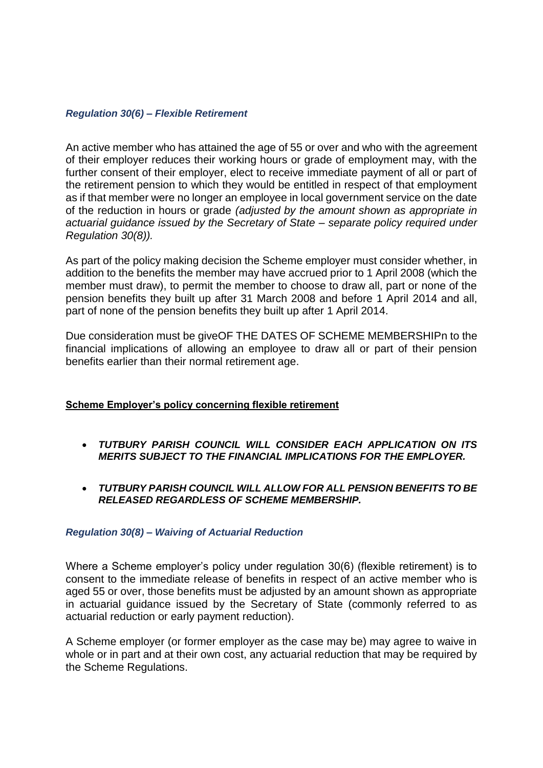### *Regulation 30(6) – Flexible Retirement*

An active member who has attained the age of 55 or over and who with the agreement of their employer reduces their working hours or grade of employment may, with the further consent of their employer, elect to receive immediate payment of all or part of the retirement pension to which they would be entitled in respect of that employment as if that member were no longer an employee in local government service on the date of the reduction in hours or grade *(adjusted by the amount shown as appropriate in actuarial guidance issued by the Secretary of State – separate policy required under Regulation 30(8)).*

As part of the policy making decision the Scheme employer must consider whether, in addition to the benefits the member may have accrued prior to 1 April 2008 (which the member must draw), to permit the member to choose to draw all, part or none of the pension benefits they built up after 31 March 2008 and before 1 April 2014 and all, part of none of the pension benefits they built up after 1 April 2014.

Due consideration must be giveOF THE DATES OF SCHEME MEMBERSHIPn to the financial implications of allowing an employee to draw all or part of their pension benefits earlier than their normal retirement age.

**Scheme Employer's policy concerning flexible retirement**

- ***TUTBURY PARISH COUNCIL WILL CONSIDER EACH APPLICATION ON ITS MERITS SUBJECT TO THE FINANCIAL IMPLICATIONS FOR THE EMPLOYER.***

- ***TUTBURY PARISH COUNCIL WILL ALLOW FOR ALL PENSION BENEFITS TO BE RELEASED REGARDLESS OF SCHEME MEMBERSHIP.***

### *Regulation 30(8) – Waiving of Actuarial Reduction*

Where a Scheme employer's policy under regulation 30(6) (flexible retirement) is to consent to the immediate release of benefits in respect of an active member who is aged 55 or over, those benefits must be adjusted by an amount shown as appropriate in actuarial guidance issued by the Secretary of State (commonly referred to as actuarial reduction or early payment reduction).

A Scheme employer (or former employer as the case may be) may agree to waive in whole or in part and at their own cost, any actuarial reduction that may be required by the Scheme Regulations.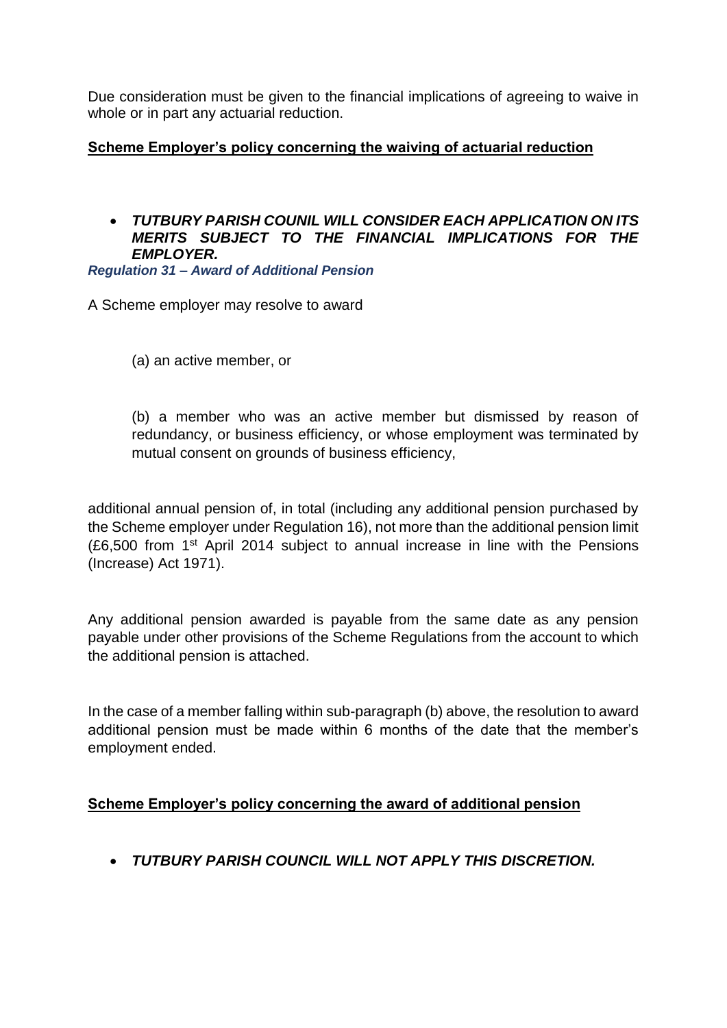Due consideration must be given to the financial implications of agreeing to waive in whole or in part any actuarial reduction.

**Scheme Employer's policy concerning the waiving of actuarial reduction**

- ***TUTBURY PARISH COUNIL WILL CONSIDER EACH APPLICATION ON ITS MERITS SUBJECT TO THE FINANCIAL IMPLICATIONS FOR THE EMPLOYER.***

***Regulation 31 – Award of Additional Pension***

A Scheme employer may resolve to award

(a) an active member, or

(b) a member who was an active member but dismissed by reason of redundancy, or business efficiency, or whose employment was terminated by mutual consent on grounds of business efficiency,

additional annual pension of, in total (including any additional pension purchased by the Scheme employer under Regulation 16), not more than the additional pension limit (£6,500 from 1st April 2014 subject to annual increase in line with the Pensions (Increase) Act 1971).

Any additional pension awarded is payable from the same date as any pension payable under other provisions of the Scheme Regulations from the account to which the additional pension is attached.

In the case of a member falling within sub-paragraph (b) above, the resolution to award additional pension must be made within 6 months of the date that the member's employment ended.

**Scheme Employer's policy concerning the award of additional pension**

- ***TUTBURY PARISH COUNCIL WILL NOT APPLY THIS DISCRETION.***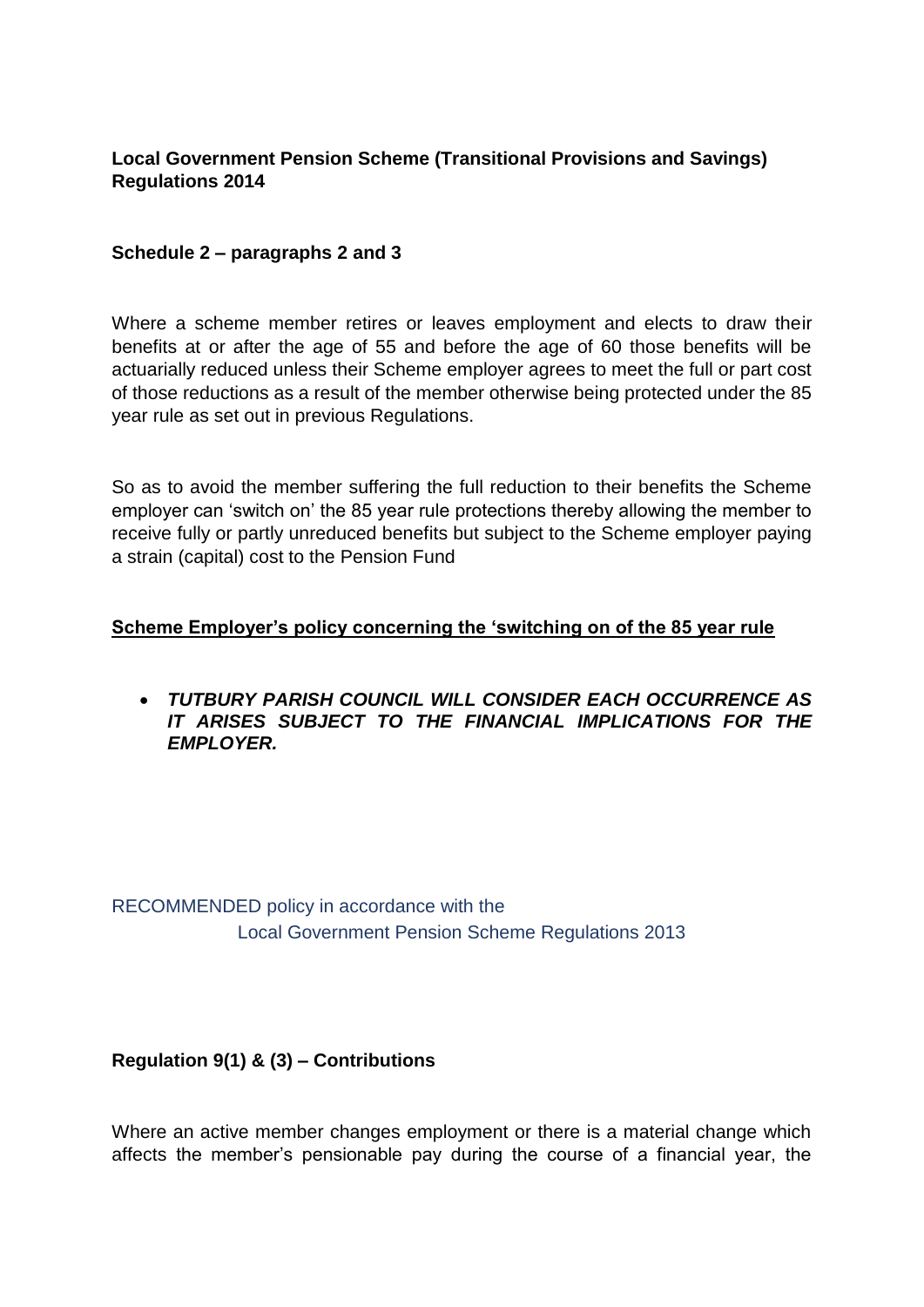**Local Government Pension Scheme (Transitional Provisions and Savings) Regulations 2014**

**Schedule 2 – paragraphs 2 and 3**

Where a scheme member retires or leaves employment and elects to draw their benefits at or after the age of 55 and before the age of 60 those benefits will be actuarially reduced unless their Scheme employer agrees to meet the full or part cost of those reductions as a result of the member otherwise being protected under the 85 year rule as set out in previous Regulations.

So as to avoid the member suffering the full reduction to their benefits the Scheme employer can 'switch on' the 85 year rule protections thereby allowing the member to receive fully or partly unreduced benefits but subject to the Scheme employer paying a strain (capital) cost to the Pension Fund

**Scheme Employer's policy concerning the 'switching on of the 85 year rule**

- ***TUTBURY PARISH COUNCIL WILL CONSIDER EACH OCCURRENCE AS IT ARISES SUBJECT TO THE FINANCIAL IMPLICATIONS FOR THE EMPLOYER.***

RECOMMENDED policy in accordance with the Local Government Pension Scheme Regulations 2013

**Regulation 9(1) & (3) – Contributions**

Where an active member changes employment or there is a material change which affects the member's pensionable pay during the course of a financial year, the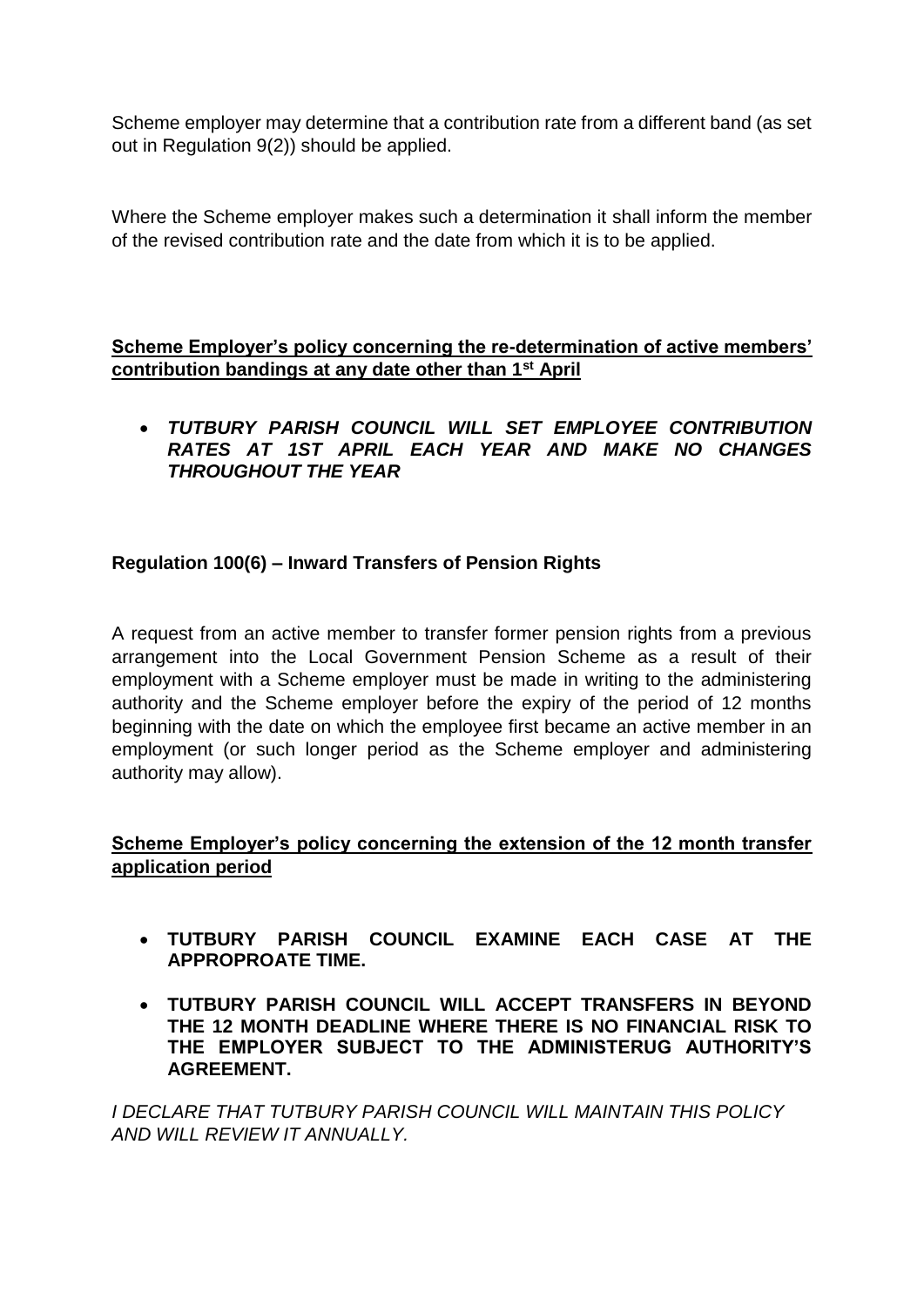Scheme employer may determine that a contribution rate from a different band (as set out in Regulation 9(2)) should be applied.

Where the Scheme employer makes such a determination it shall inform the member of the revised contribution rate and the date from which it is to be applied.

**Scheme Employer's policy concerning the re-determination of active members' contribution bandings at any date other than 1st April**

- ***TUTBURY PARISH COUNCIL WILL SET EMPLOYEE CONTRIBUTION RATES AT 1ST APRIL EACH YEAR AND MAKE NO CHANGES THROUGHOUT THE YEAR***

**Regulation 100(6) – Inward Transfers of Pension Rights**

A request from an active member to transfer former pension rights from a previous arrangement into the Local Government Pension Scheme as a result of their employment with a Scheme employer must be made in writing to the administering authority and the Scheme employer before the expiry of the period of 12 months beginning with the date on which the employee first became an active member in an employment (or such longer period as the Scheme employer and administering authority may allow).

**Scheme Employer's policy concerning the extension of the 12 month transfer application period**

- **TUTBURY PARISH COUNCIL EXAMINE EACH CASE AT THE APPROPROATE TIME.**
- **TUTBURY PARISH COUNCIL WILL ACCEPT TRANSFERS IN BEYOND THE 12 MONTH DEADLINE WHERE THERE IS NO FINANCIAL RISK TO THE EMPLOYER SUBJECT TO THE ADMINISTERUG AUTHORITY'S AGREEMENT.**

*I DECLARE THAT TUTBURY PARISH COUNCIL WILL MAINTAIN THIS POLICY AND WILL REVIEW IT ANNUALLY.*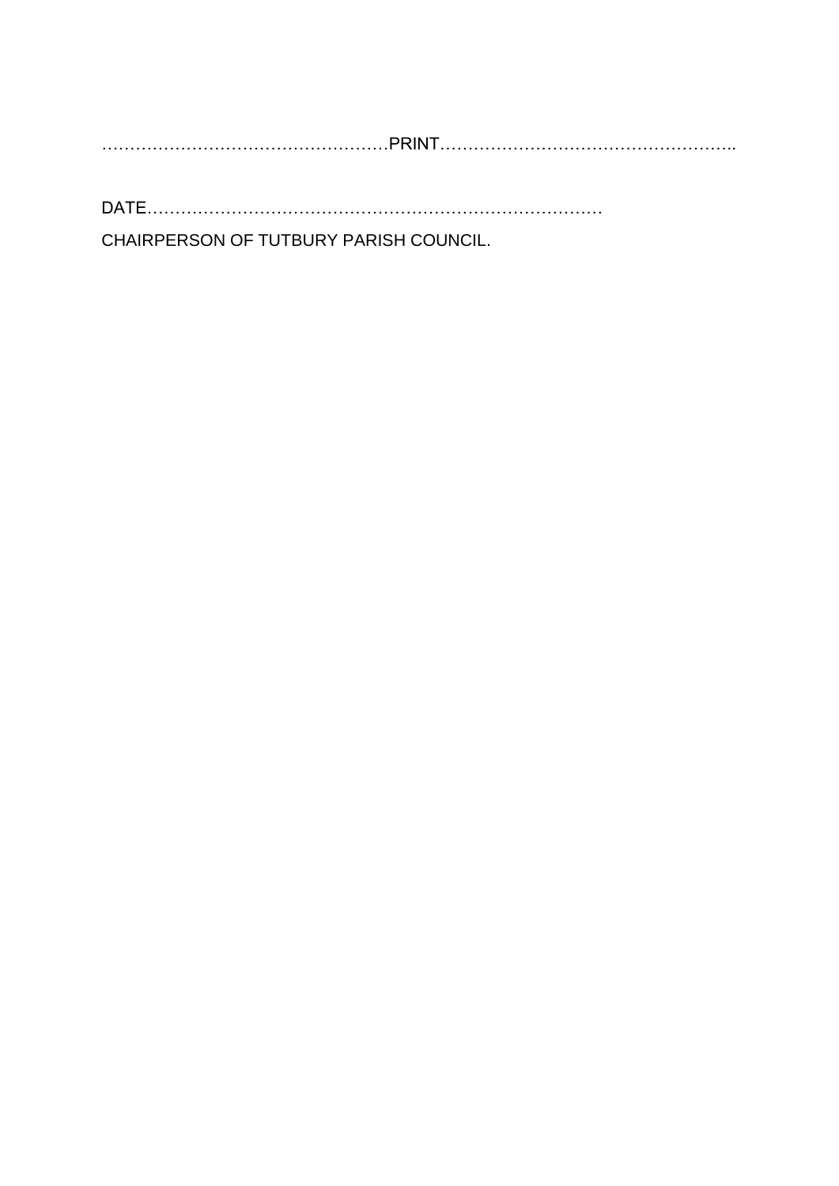……………………………………………PRINT……………………………………………..

DATE………………………………………………………………………

CHAIRPERSON OF TUTBURY PARISH COUNCIL.